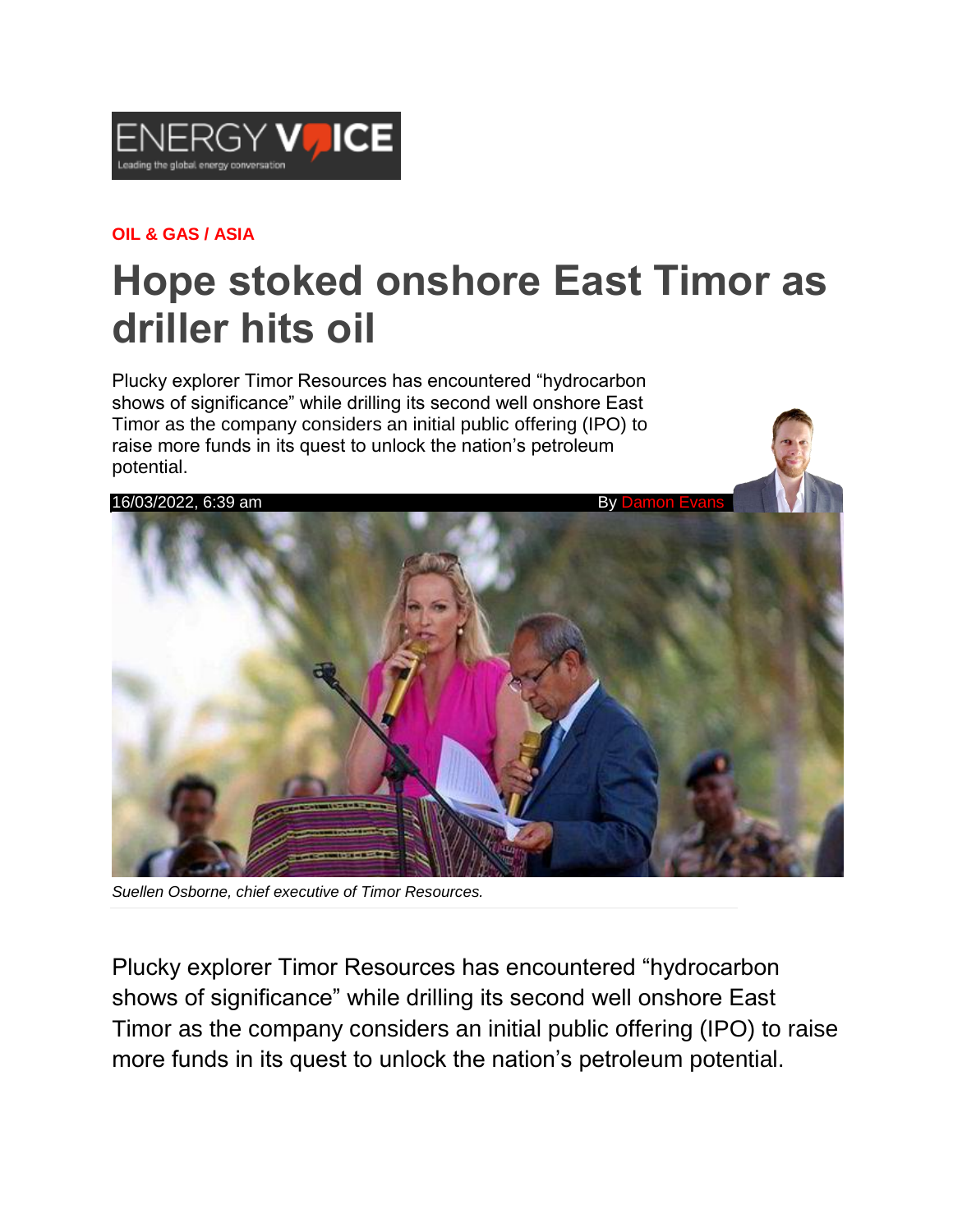ENERGY VOICE
Leading the global energy conversation

**OIL & GAS / ASIA**

# Hope stoked onshore East Timor as driller hits oil

Plucky explorer Timor Resources has encountered "hydrocarbon shows of significance" while drilling its second well onshore East Timor as the company considers an initial public offering (IPO) to raise more funds in its quest to unlock the nation's petroleum potential.

16/03/2022, 6:39 am By Damon Evans

*Suellen Osborne, chief executive of Timor Resources.*

Plucky explorer Timor Resources has encountered "hydrocarbon shows of significance" while drilling its second well onshore East Timor as the company considers an initial public offering (IPO) to raise more funds in its quest to unlock the nation's petroleum potential.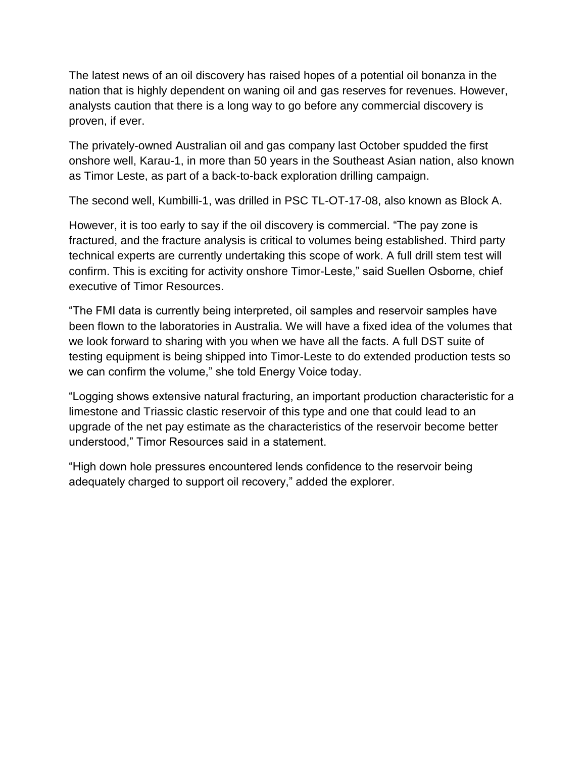The latest news of an oil discovery has raised hopes of a potential oil bonanza in the nation that is highly dependent on waning oil and gas reserves for revenues. However, analysts caution that there is a long way to go before any commercial discovery is proven, if ever.

The privately-owned Australian oil and gas company last October spudded the first onshore well, Karau-1, in more than 50 years in the Southeast Asian nation, also known as Timor Leste, as part of a back-to-back exploration drilling campaign.

The second well, Kumbilli-1, was drilled in PSC TL-OT-17-08, also known as Block A.

However, it is too early to say if the oil discovery is commercial. "The pay zone is fractured, and the fracture analysis is critical to volumes being established. Third party technical experts are currently undertaking this scope of work. A full drill stem test will confirm. This is exciting for activity onshore Timor-Leste," said Suellen Osborne, chief executive of Timor Resources.

"The FMI data is currently being interpreted, oil samples and reservoir samples have been flown to the laboratories in Australia. We will have a fixed idea of the volumes that we look forward to sharing with you when we have all the facts. A full DST suite of testing equipment is being shipped into Timor-Leste to do extended production tests so we can confirm the volume," she told Energy Voice today.

"Logging shows extensive natural fracturing, an important production characteristic for a limestone and Triassic clastic reservoir of this type and one that could lead to an upgrade of the net pay estimate as the characteristics of the reservoir become better understood," Timor Resources said in a statement.

"High down hole pressures encountered lends confidence to the reservoir being adequately charged to support oil recovery," added the explorer.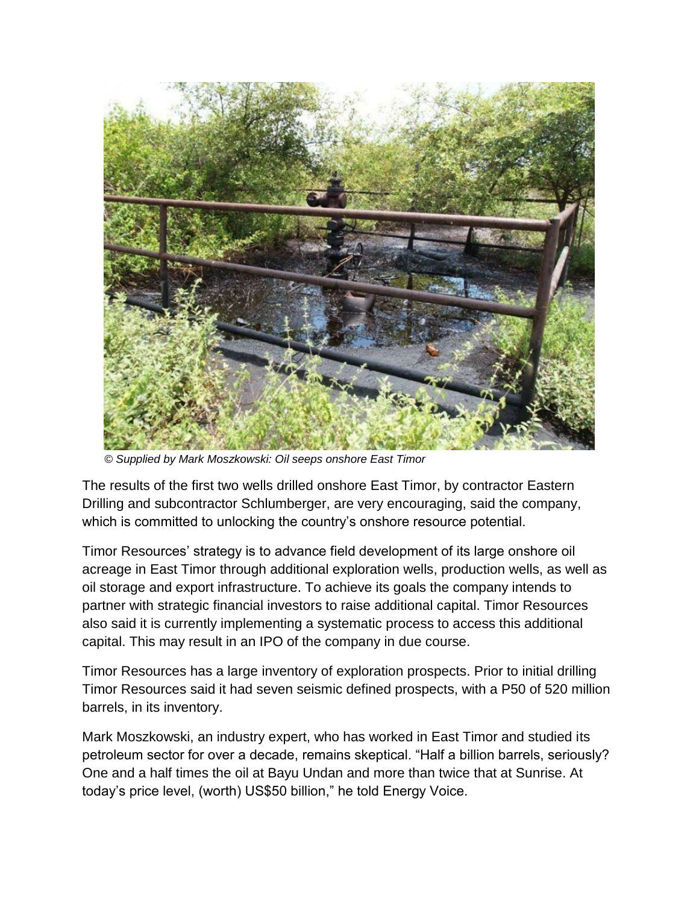*© Supplied by Mark Moszkowski: Oil seeps onshore East Timor*

The results of the first two wells drilled onshore East Timor, by contractor Eastern Drilling and subcontractor Schlumberger, are very encouraging, said the company, which is committed to unlocking the country's onshore resource potential.

Timor Resources' strategy is to advance field development of its large onshore oil acreage in East Timor through additional exploration wells, production wells, as well as oil storage and export infrastructure. To achieve its goals the company intends to partner with strategic financial investors to raise additional capital. Timor Resources also said it is currently implementing a systematic process to access this additional capital. This may result in an IPO of the company in due course.

Timor Resources has a large inventory of exploration prospects. Prior to initial drilling Timor Resources said it had seven seismic defined prospects, with a P50 of 520 million barrels, in its inventory.

Mark Moszkowski, an industry expert, who has worked in East Timor and studied its petroleum sector for over a decade, remains skeptical. "Half a billion barrels, seriously? One and a half times the oil at Bayu Undan and more than twice that at Sunrise. At today's price level, (worth) US$50 billion," he told Energy Voice.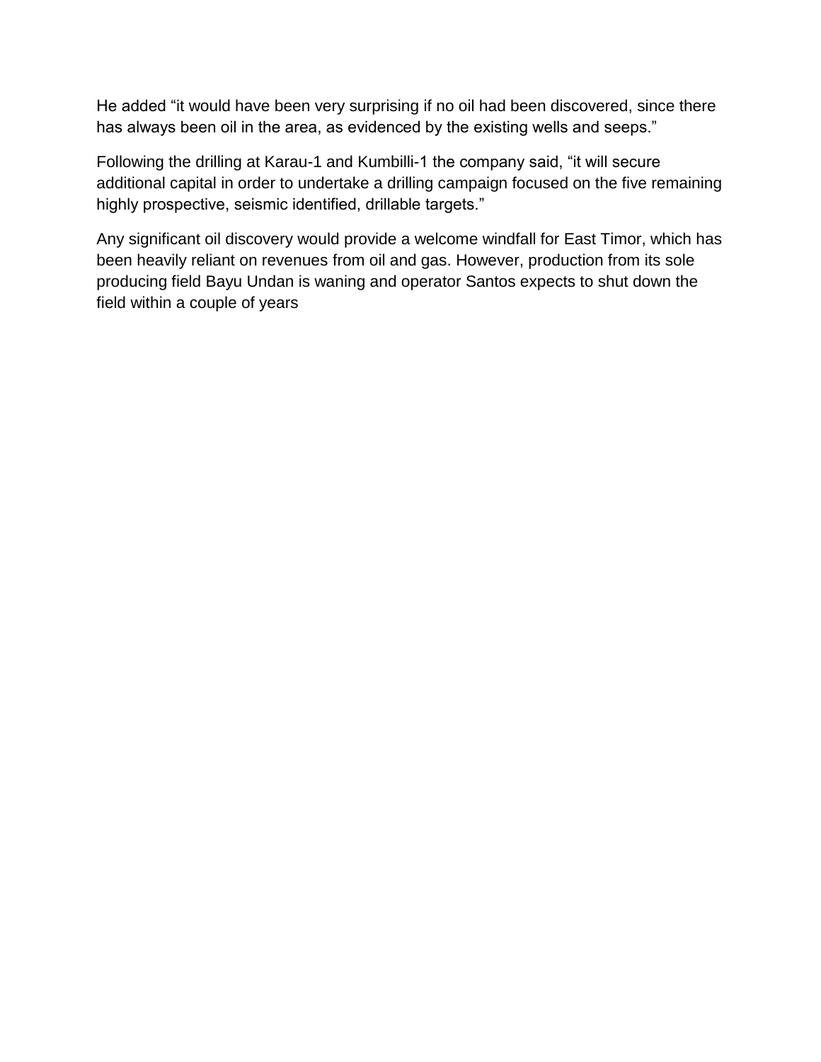He added “it would have been very surprising if no oil had been discovered, since there has always been oil in the area, as evidenced by the existing wells and seeps.”

Following the drilling at Karau-1 and Kumbilli-1 the company said, “it will secure additional capital in order to undertake a drilling campaign focused on the five remaining highly prospective, seismic identified, drillable targets.”

Any significant oil discovery would provide a welcome windfall for East Timor, which has been heavily reliant on revenues from oil and gas. However, production from its sole producing field Bayu Undan is waning and operator Santos expects to shut down the field within a couple of years